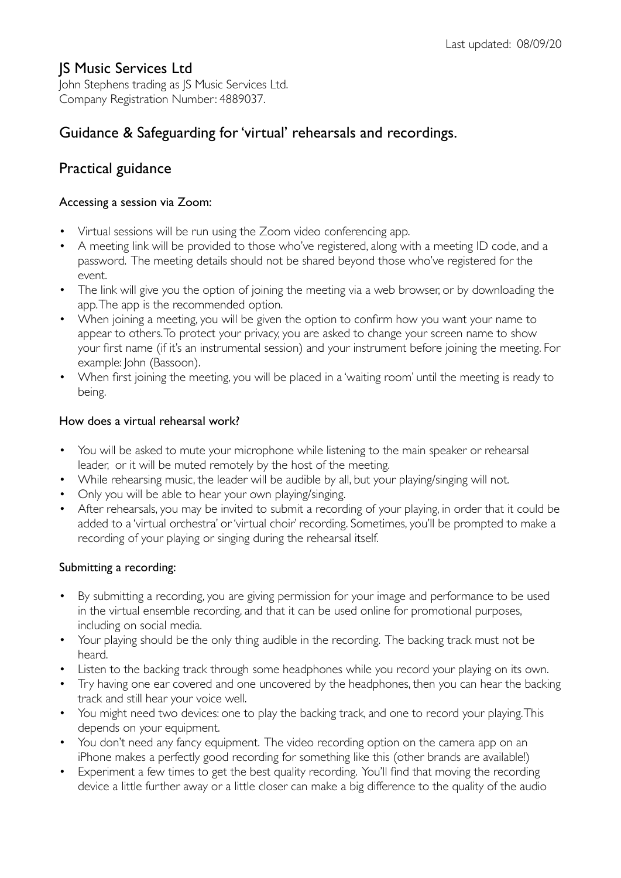Last updated: 08/09/20

# JS Music Services Ltd

John Stephens trading as JS Music Services Ltd.
Company Registration Number: 4889037.

## Guidance & Safeguarding for 'virtual' rehearsals and recordings.

## Practical guidance

### Accessing a session via Zoom:

- Virtual sessions will be run using the Zoom video conferencing app.
- A meeting link will be provided to those who've registered, along with a meeting ID code, and a password. The meeting details should not be shared beyond those who've registered for the event.
- The link will give you the option of joining the meeting via a web browser, or by downloading the app. The app is the recommended option.
- When joining a meeting, you will be given the option to confirm how you want your name to appear to others. To protect your privacy, you are asked to change your screen name to show your first name (if it's an instrumental session) and your instrument before joining the meeting. For example: John (Bassoon).
- When first joining the meeting, you will be placed in a 'waiting room' until the meeting is ready to being.

### How does a virtual rehearsal work?

- You will be asked to mute your microphone while listening to the main speaker or rehearsal leader, or it will be muted remotely by the host of the meeting.
- While rehearsing music, the leader will be audible by all, but your playing/singing will not.
- Only you will be able to hear your own playing/singing.
- After rehearsals, you may be invited to submit a recording of your playing, in order that it could be added to a 'virtual orchestra' or 'virtual choir' recording. Sometimes, you'll be prompted to make a recording of your playing or singing during the rehearsal itself.

### Submitting a recording:

- By submitting a recording, you are giving permission for your image and performance to be used in the virtual ensemble recording, and that it can be used online for promotional purposes, including on social media.
- Your playing should be the only thing audible in the recording. The backing track must not be heard.
- Listen to the backing track through some headphones while you record your playing on its own.
- Try having one ear covered and one uncovered by the headphones, then you can hear the backing track and still hear your voice well.
- You might need two devices: one to play the backing track, and one to record your playing. This depends on your equipment.
- You don't need any fancy equipment. The video recording option on the camera app on an iPhone makes a perfectly good recording for something like this (other brands are available!)
- Experiment a few times to get the best quality recording. You'll find that moving the recording device a little further away or a little closer can make a big difference to the quality of the audio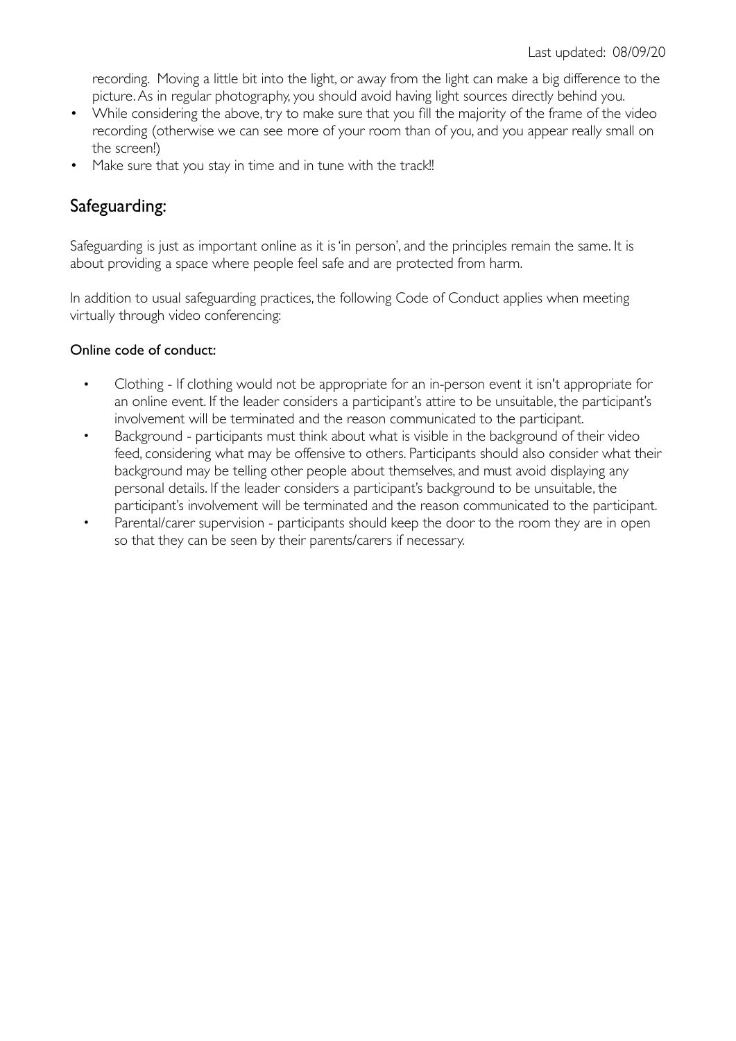recording. Moving a little bit into the light, or away from the light can make a big difference to the picture. As in regular photography, you should avoid having light sources directly behind you.

- While considering the above, try to make sure that you fill the majority of the frame of the video recording (otherwise we can see more of your room than of you, and you appear really small on the screen!)
- Make sure that you stay in time and in tune with the track!!

## Safeguarding:

Safeguarding is just as important online as it is 'in person', and the principles remain the same. It is about providing a space where people feel safe and are protected from harm.

In addition to usual safeguarding practices, the following Code of Conduct applies when meeting virtually through video conferencing:

### Online code of conduct:

- Clothing - If clothing would not be appropriate for an in-person event it isn't appropriate for an online event. If the leader considers a participant's attire to be unsuitable, the participant's involvement will be terminated and the reason communicated to the participant.
- Background - participants must think about what is visible in the background of their video feed, considering what may be offensive to others. Participants should also consider what their background may be telling other people about themselves, and must avoid displaying any personal details. If the leader considers a participant's background to be unsuitable, the participant's involvement will be terminated and the reason communicated to the participant.
- Parental/carer supervision - participants should keep the door to the room they are in open so that they can be seen by their parents/carers if necessary.